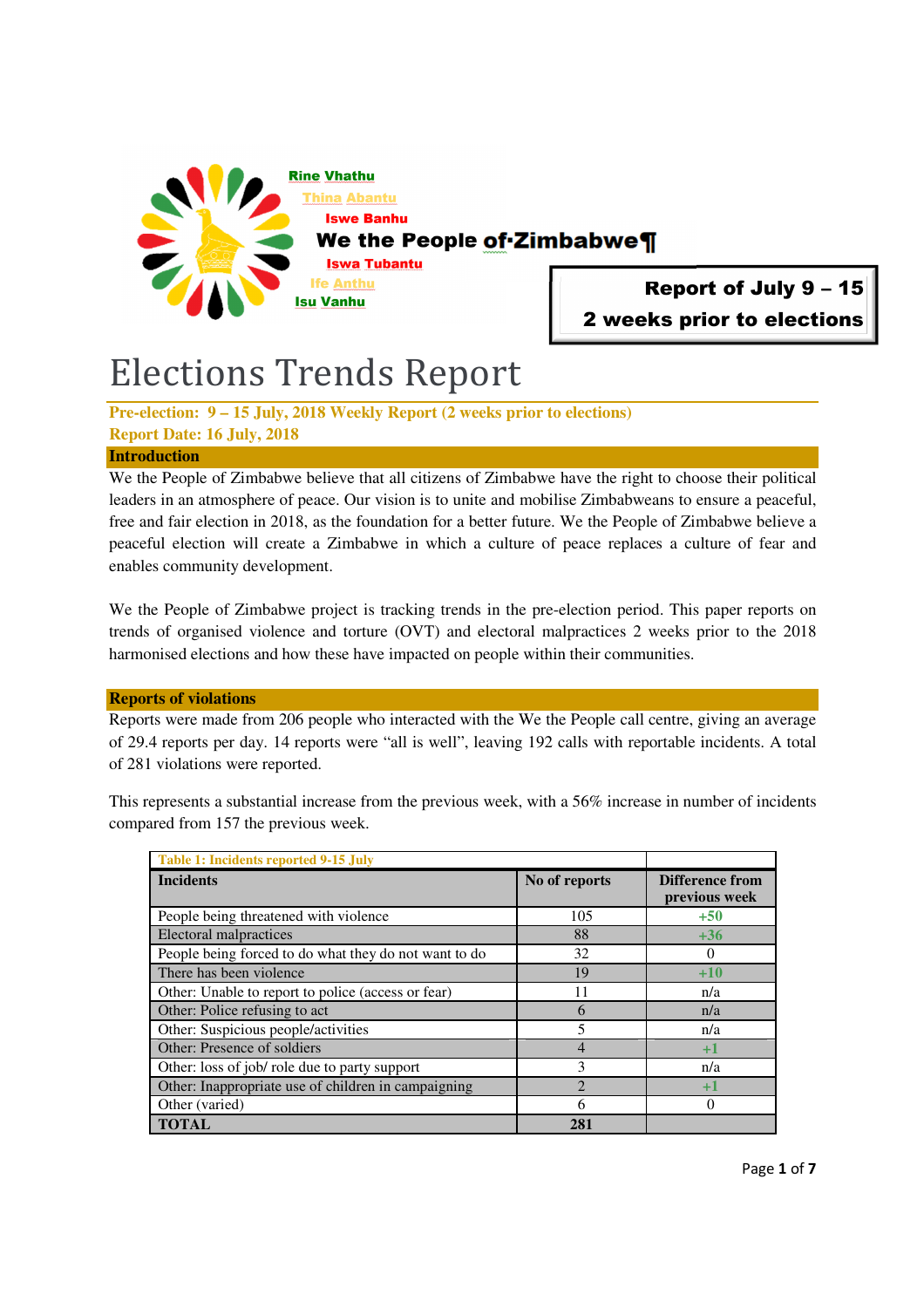Rine Vhathu
Thina Abantu
Iswe Banhu
**We the People of Zimbabwe**
Iswa Tubantu
Ife Anthu
Isu Vanhu

**Report of July 9 – 15**
**2 weeks prior to elections**

# Elections Trends Report

**Pre-election: 9 – 15 July, 2018 Weekly Report (2 weeks prior to elections)**
**Report Date: 16 July, 2018**

## Introduction

We the People of Zimbabwe believe that all citizens of Zimbabwe have the right to choose their political leaders in an atmosphere of peace. Our vision is to unite and mobilise Zimbabweans to ensure a peaceful, free and fair election in 2018, as the foundation for a better future. We the People of Zimbabwe believe a peaceful election will create a Zimbabwe in which a culture of peace replaces a culture of fear and enables community development.

We the People of Zimbabwe project is tracking trends in the pre-election period. This paper reports on trends of organised violence and torture (OVT) and electoral malpractices 2 weeks prior to the 2018 harmonised elections and how these have impacted on people within their communities.

## Reports of violations

Reports were made from 206 people who interacted with the We the People call centre, giving an average of 29.4 reports per day. 14 reports were "all is well", leaving 192 calls with reportable incidents. A total of 281 violations were reported.

This represents a substantial increase from the previous week, with a 56% increase in number of incidents compared from 157 the previous week.

**Table 1: Incidents reported 9-15 July**

| Incidents | No of reports | Difference from previous week |
|---|---|---|
| People being threatened with violence | 105 | +50 |
| Electoral malpractices | 88 | +36 |
| People being forced to do what they do not want to do | 32 | 0 |
| There has been violence | 19 | +10 |
| Other: Unable to report to police (access or fear) | 11 | n/a |
| Other: Police refusing to act | 6 | n/a |
| Other: Suspicious people/activities | 5 | n/a |
| Other: Presence of soldiers | 4 | +1 |
| Other: loss of job/ role due to party support | 3 | n/a |
| Other: Inappropriate use of children in campaigning | 2 | +1 |
| Other (varied) | 6 | 0 |
| **TOTAL** | **281** | |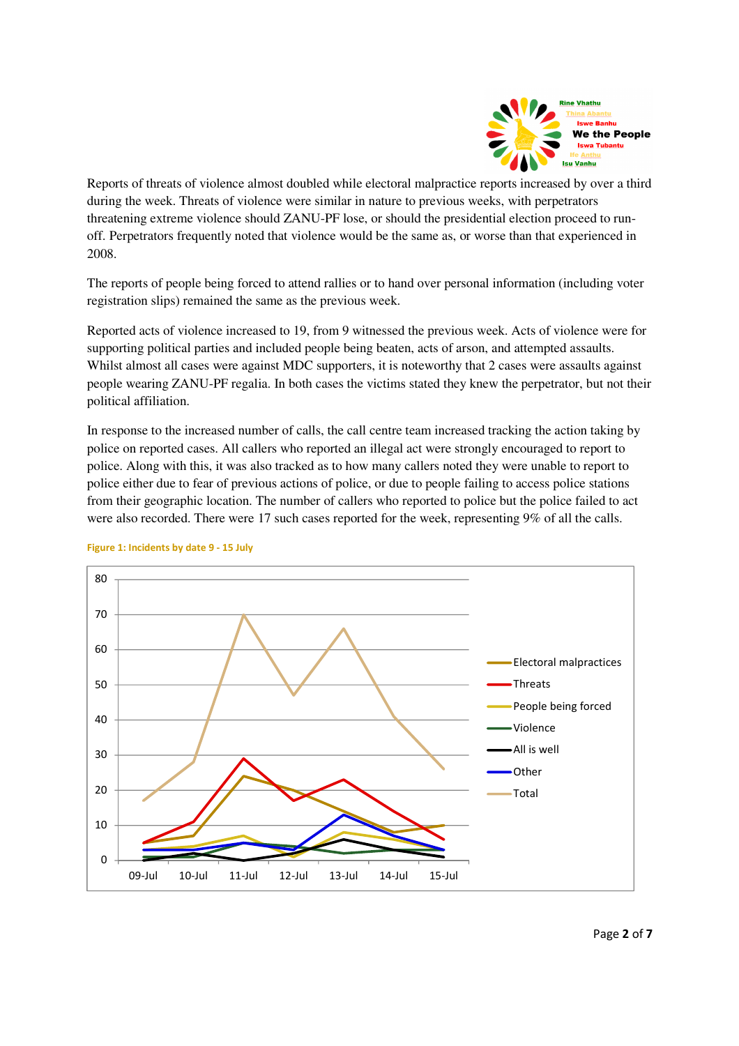Reports of threats of violence almost doubled while electoral malpractice reports increased by over a third during the week. Threats of violence were similar in nature to previous weeks, with perpetrators threatening extreme violence should ZANU-PF lose, or should the presidential election proceed to run-off. Perpetrators frequently noted that violence would be the same as, or worse than that experienced in 2008.

The reports of people being forced to attend rallies or to hand over personal information (including voter registration slips) remained the same as the previous week.

Reported acts of violence increased to 19, from 9 witnessed the previous week. Acts of violence were for supporting political parties and included people being beaten, acts of arson, and attempted assaults. Whilst almost all cases were against MDC supporters, it is noteworthy that 2 cases were assaults against people wearing ZANU-PF regalia. In both cases the victims stated they knew the perpetrator, but not their political affiliation.

In response to the increased number of calls, the call centre team increased tracking the action taking by police on reported cases. All callers who reported an illegal act were strongly encouraged to report to police. Along with this, it was also tracked as to how many callers noted they were unable to report to police either due to fear of previous actions of police, or due to people failing to access police stations from their geographic location. The number of callers who reported to police but the police failed to act were also recorded. There were 17 such cases reported for the week, representing 9% of all the calls.

**Figure 1: Incidents by date 9 - 15 July**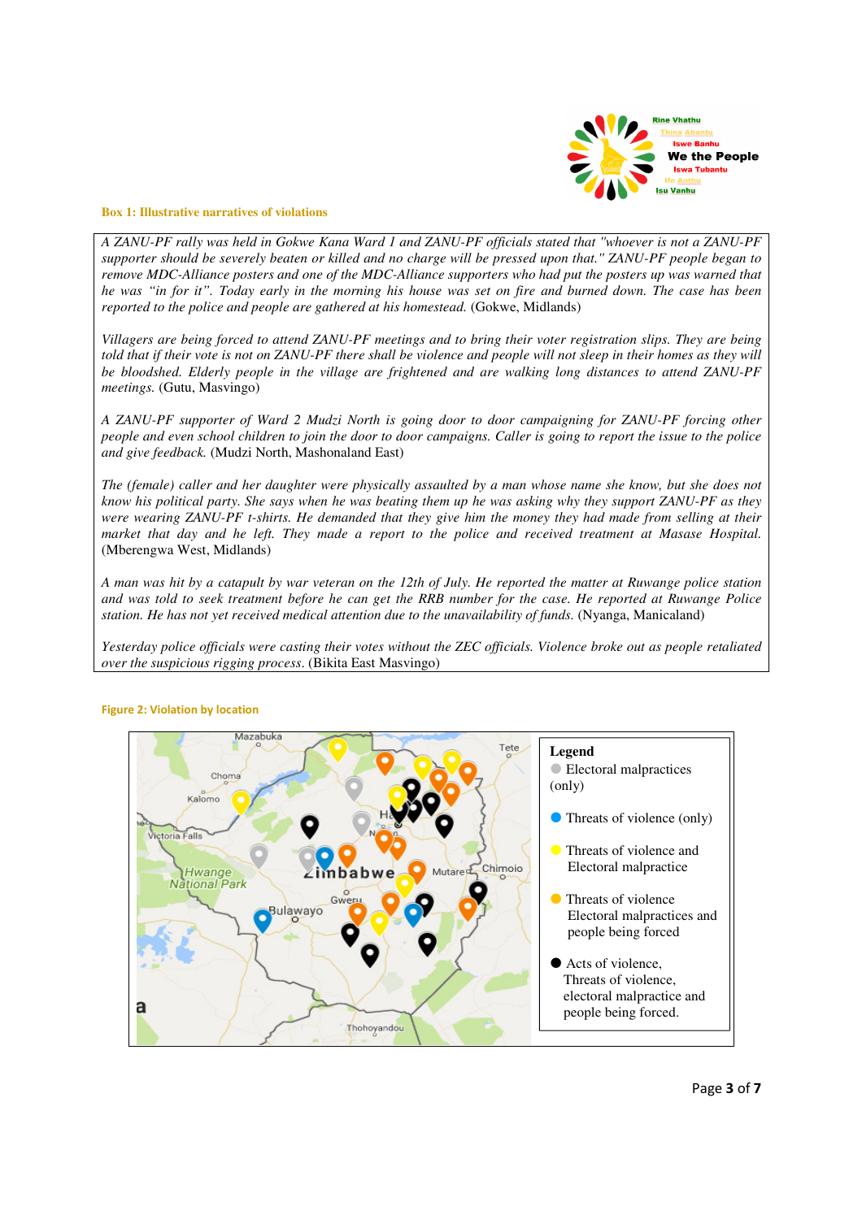**Box 1: Illustrative narratives of violations**

*A ZANU-PF rally was held in Gokwe Kana Ward 1 and ZANU-PF officials stated that "whoever is not a ZANU-PF supporter should be severely beaten or killed and no charge will be pressed upon that." ZANU-PF people began to remove MDC-Alliance posters and one of the MDC-Alliance supporters who had put the posters up was warned that he was "in for it". Today early in the morning his house was set on fire and burned down. The case has been reported to the police and people are gathered at his homestead.* (Gokwe, Midlands)

*Villagers are being forced to attend ZANU-PF meetings and to bring their voter registration slips. They are being told that if their vote is not on ZANU-PF there shall be violence and people will not sleep in their homes as they will be bloodshed. Elderly people in the village are frightened and are walking long distances to attend ZANU-PF meetings.* (Gutu, Masvingo)

*A ZANU-PF supporter of Ward 2 Mudzi North is going door to door campaigning for ZANU-PF forcing other people and even school children to join the door to door campaigns. Caller is going to report the issue to the police and give feedback.* (Mudzi North, Mashonaland East)

*The (female) caller and her daughter were physically assaulted by a man whose name she know, but she does not know his political party. She says when he was beating them up he was asking why they support ZANU-PF as they were wearing ZANU-PF t-shirts. He demanded that they give him the money they had made from selling at their market that day and he left. They made a report to the police and received treatment at Masase Hospital.* (Mberengwa West, Midlands)

*A man was hit by a catapult by war veteran on the 12th of July. He reported the matter at Ruwange police station and was told to seek treatment before he can get the RRB number for the case. He reported at Ruwange Police station. He has not yet received medical attention due to the unavailability of funds.* (Nyanga, Manicaland)

*Yesterday police officials were casting their votes without the ZEC officials. Violence broke out as people retaliated over the suspicious rigging process.* (Bikita East Masvingo)

**Figure 2: Violation by location**

Legend
- Electoral malpractices (only)
- Threats of violence (only)
- Threats of violence and Electoral malpractice
- Threats of violence Electoral malpractices and people being forced
- Acts of violence, Threats of violence, electoral malpractice and people being forced.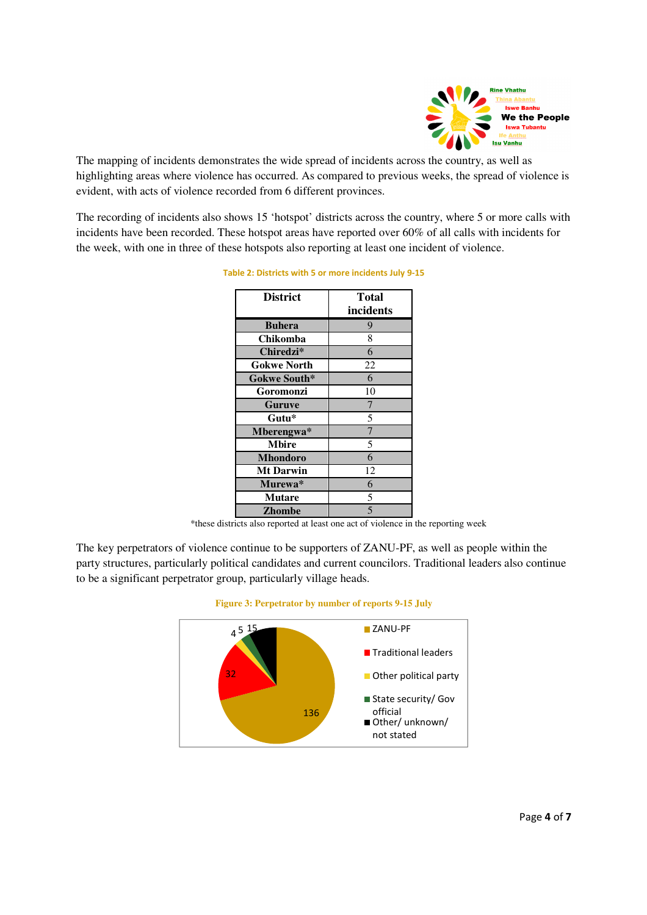The mapping of incidents demonstrates the wide spread of incidents across the country, as well as highlighting areas where violence has occurred. As compared to previous weeks, the spread of violence is evident, with acts of violence recorded from 6 different provinces.

The recording of incidents also shows 15 'hotspot' districts across the country, where 5 or more calls with incidents have been recorded. These hotspot areas have reported over 60% of all calls with incidents for the week, with one in three of these hotspots also reporting at least one incident of violence.

**Table 2: Districts with 5 or more incidents July 9-15**

| District | Total incidents |
|---|---|
| Buhera | 9 |
| Chikomba | 8 |
| Chiredzi* | 6 |
| Gokwe North | 22 |
| Gokwe South* | 6 |
| Goromonzi | 10 |
| Guruve | 7 |
| Gutu* | 5 |
| Mberengwa* | 7 |
| Mbire | 5 |
| Mhondoro | 6 |
| Mt Darwin | 12 |
| Murewa* | 6 |
| Mutare | 5 |
| Zhombe | 5 |

*these districts also reported at least one act of violence in the reporting week

The key perpetrators of violence continue to be supporters of ZANU-PF, as well as people within the party structures, particularly political candidates and current councilors. Traditional leaders also continue to be a significant perpetrator group, particularly village heads.

**Figure 3: Perpetrator by number of reports 9-15 July**

| Perpetrator | Number of reports |
|---|---|
| ZANU-PF | 136 |
| Traditional leaders | 32 |
| Other political party | 4 |
| State security/ Gov official | 5 |
| Other/ unknown/ not stated | 15 |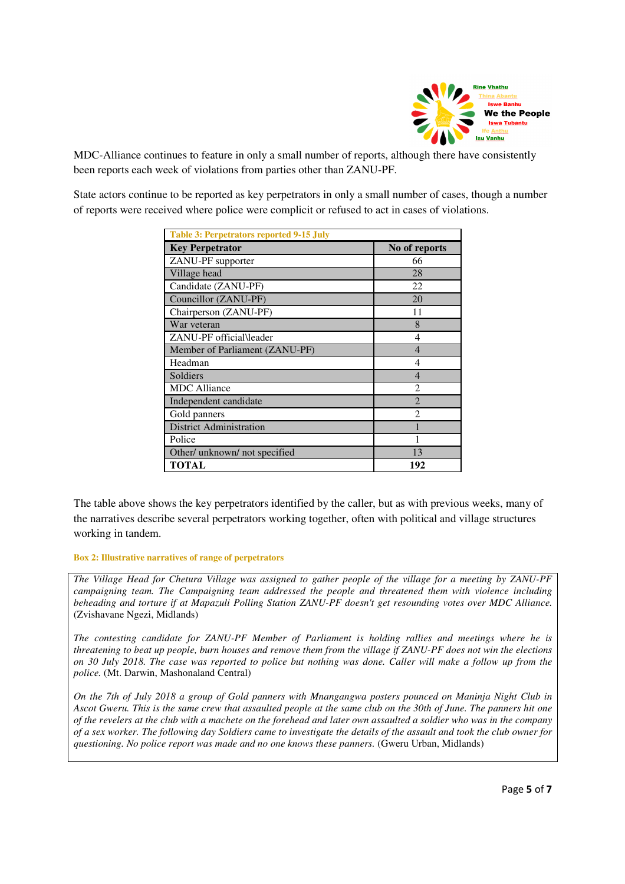MDC-Alliance continues to feature in only a small number of reports, although there have consistently been reports each week of violations from parties other than ZANU-PF.

State actors continue to be reported as key perpetrators in only a small number of cases, though a number of reports were received where police were complicit or refused to act in cases of violations.

**Table 3: Perpetrators reported 9-15 July**

| Key Perpetrator | No of reports |
|---|---|
| ZANU-PF supporter | 66 |
| Village head | 28 |
| Candidate (ZANU-PF) | 22 |
| Councillor (ZANU-PF) | 20 |
| Chairperson (ZANU-PF) | 11 |
| War veteran | 8 |
| ZANU-PF official\leader | 4 |
| Member of Parliament (ZANU-PF) | 4 |
| Headman | 4 |
| Soldiers | 4 |
| MDC Alliance | 2 |
| Independent candidate | 2 |
| Gold panners | 2 |
| District Administration | 1 |
| Police | 1 |
| Other/ unknown/ not specified | 13 |
| **TOTAL** | **192** |

The table above shows the key perpetrators identified by the caller, but as with previous weeks, many of the narratives describe several perpetrators working together, often with political and village structures working in tandem.

**Box 2: Illustrative narratives of range of perpetrators**

*The Village Head for Chetura Village was assigned to gather people of the village for a meeting by ZANU-PF campaigning team. The Campaigning team addressed the people and threatened them with violence including beheading and torture if at Mapazuli Polling Station ZANU-PF doesn't get resounding votes over MDC Alliance.* (Zvishavane Ngezi, Midlands)

*The contesting candidate for ZANU-PF Member of Parliament is holding rallies and meetings where he is threatening to beat up people, burn houses and remove them from the village if ZANU-PF does not win the elections on 30 July 2018. The case was reported to police but nothing was done. Caller will make a follow up from the police.* (Mt. Darwin, Mashonaland Central)

*On the 7th of July 2018 a group of Gold panners with Mnangangwa posters pounced on Maninja Night Club in Ascot Gweru. This is the same crew that assaulted people at the same club on the 30th of June. The panners hit one of the revelers at the club with a machete on the forehead and later own assaulted a soldier who was in the company of a sex worker. The following day Soldiers came to investigate the details of the assault and took the club owner for questioning. No police report was made and no one knows these panners.* (Gweru Urban, Midlands)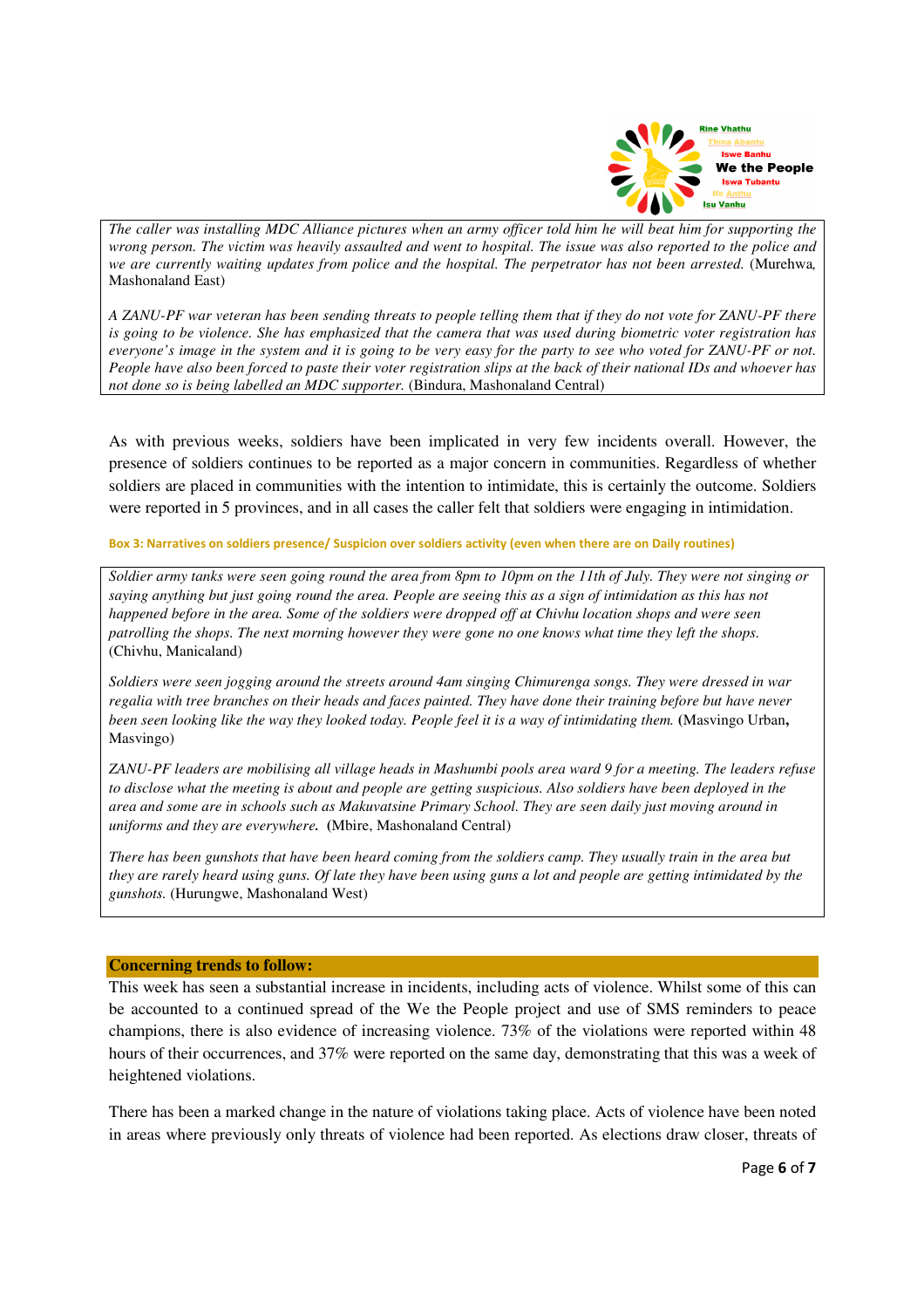*The caller was installing MDC Alliance pictures when an army officer told him he will beat him for supporting the wrong person. The victim was heavily assaulted and went to hospital. The issue was also reported to the police and we are currently waiting updates from police and the hospital. The perpetrator has not been arrested.* (Murehwa, Mashonaland East)

*A ZANU-PF war veteran has been sending threats to people telling them that if they do not vote for ZANU-PF there is going to be violence. She has emphasized that the camera that was used during biometric voter registration has everyone's image in the system and it is going to be very easy for the party to see who voted for ZANU-PF or not. People have also been forced to paste their voter registration slips at the back of their national IDs and whoever has not done so is being labelled an MDC supporter.* (Bindura, Mashonaland Central)

As with previous weeks, soldiers have been implicated in very few incidents overall. However, the presence of soldiers continues to be reported as a major concern in communities. Regardless of whether soldiers are placed in communities with the intention to intimidate, this is certainly the outcome. Soldiers were reported in 5 provinces, and in all cases the caller felt that soldiers were engaging in intimidation.

**Box 3: Narratives on soldiers presence/ Suspicion over soldiers activity (even when there are on Daily routines)**

*Soldier army tanks were seen going round the area from 8pm to 10pm on the 11th of July. They were not singing or saying anything but just going round the area. People are seeing this as a sign of intimidation as this has not happened before in the area. Some of the soldiers were dropped off at Chivhu location shops and were seen patrolling the shops. The next morning however they were gone no one knows what time they left the shops.* (Chivhu, Manicaland)

*Soldiers were seen jogging around the streets around 4am singing Chimurenga songs. They were dressed in war regalia with tree branches on their heads and faces painted. They have done their training before but have never been seen looking like the way they looked today. People feel it is a way of intimidating them.* (Masvingo Urban**,** Masvingo)

*ZANU-PF leaders are mobilising all village heads in Mashumbi pools area ward 9 for a meeting. The leaders refuse to disclose what the meeting is about and people are getting suspicious. Also soldiers have been deployed in the area and some are in schools such as Makuvatsine Primary School. They are seen daily just moving around in uniforms and they are everywhere.* (Mbire, Mashonaland Central)

*There has been gunshots that have been heard coming from the soldiers camp. They usually train in the area but they are rarely heard using guns. Of late they have been using guns a lot and people are getting intimidated by the gunshots.* (Hurungwe, Mashonaland West)

**Concerning trends to follow:**

This week has seen a substantial increase in incidents, including acts of violence. Whilst some of this can be accounted to a continued spread of the We the People project and use of SMS reminders to peace champions, there is also evidence of increasing violence. 73% of the violations were reported within 48 hours of their occurrences, and 37% were reported on the same day, demonstrating that this was a week of heightened violations.

There has been a marked change in the nature of violations taking place. Acts of violence have been noted in areas where previously only threats of violence had been reported. As elections draw closer, threats of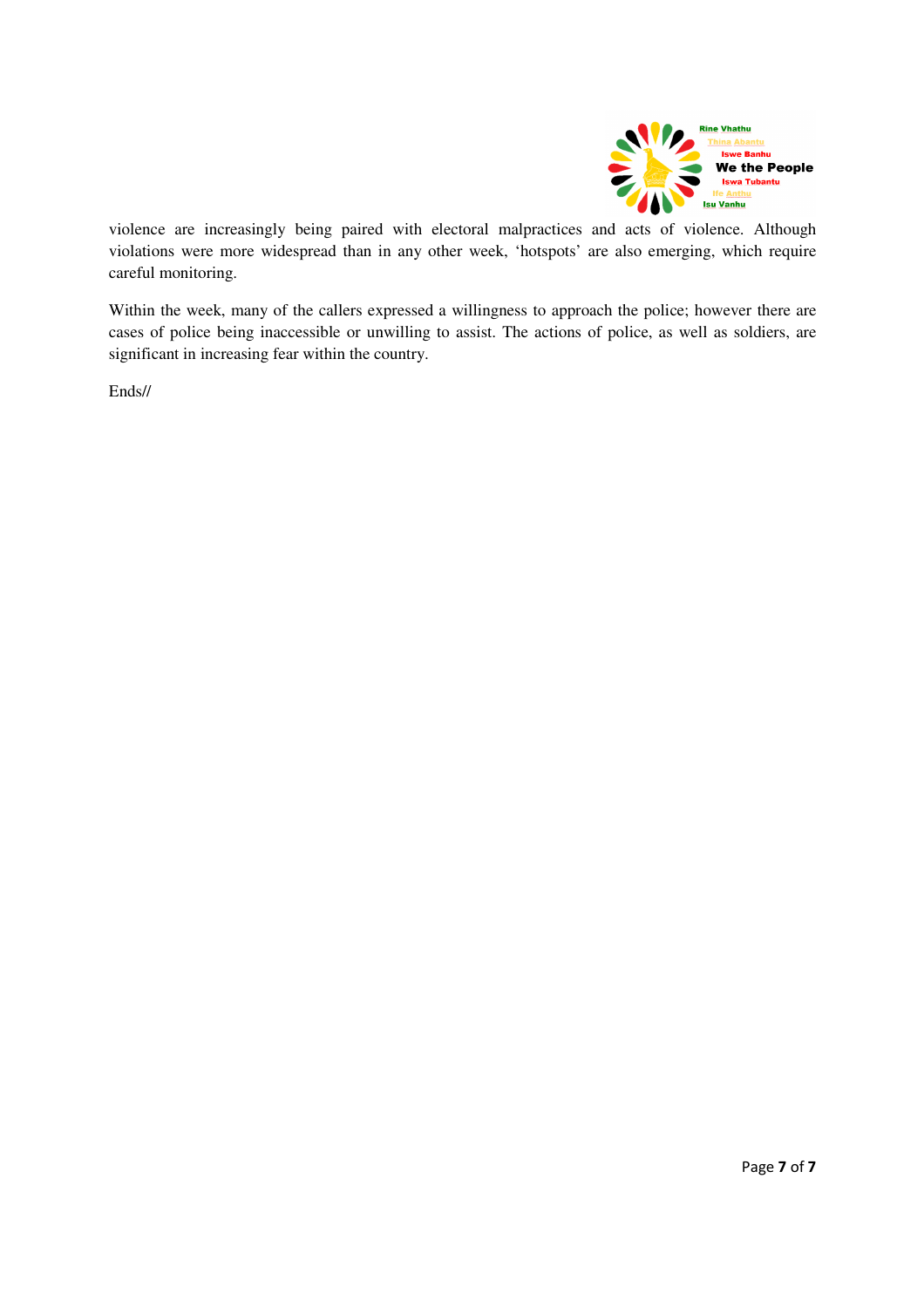violence are increasingly being paired with electoral malpractices and acts of violence. Although violations were more widespread than in any other week, 'hotspots' are also emerging, which require careful monitoring.

Within the week, many of the callers expressed a willingness to approach the police; however there are cases of police being inaccessible or unwilling to assist. The actions of police, as well as soldiers, are significant in increasing fear within the country.

Ends//